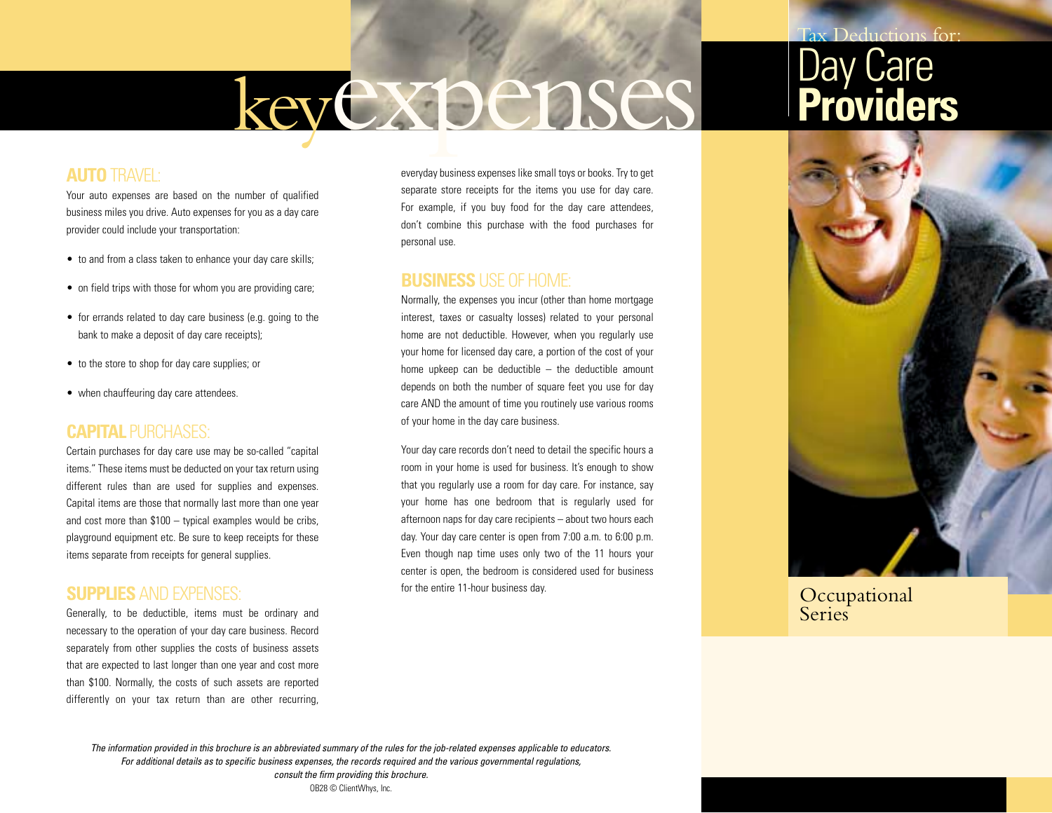# key expenses

## AUTO TRAVEL:

Your auto expenses are based on the number of qualified business miles you drive. Auto expenses for you as a day care provider could include your transportation:

- to and from a class taken to enhance your day care skills;
- on field trips with those for whom you are providing care;
- for errands related to day care business (e.g. going to the bank to make a deposit of day care receipts);
- to the store to shop for day care supplies; or
- when chauffeuring day care attendees.

## CAPITAL PURCHASES:

Certain purchases for day care use may be so-called "capital items." These items must be deducted on your tax return using different rules than are used for supplies and expenses. Capital items are those that normally last more than one year and cost more than $100 – typical examples would be cribs, playground equipment etc. Be sure to keep receipts for these items separate from receipts for general supplies.

## SUPPLIES AND EXPENSES:

Generally, to be deductible, items must be ordinary and necessary to the operation of your day care business. Record separately from other supplies the costs of business assets that are expected to last longer than one year and cost more than $100. Normally, the costs of such assets are reported differently on your tax return than are other recurring, everyday business expenses like small toys or books. Try to get separate store receipts for the items you use for day care. For example, if you buy food for the day care attendees, don't combine this purchase with the food purchases for personal use.

## BUSINESS USE OF HOME:

Normally, the expenses you incur (other than home mortgage interest, taxes or casualty losses) related to your personal home are not deductible. However, when you regularly use your home for licensed day care, a portion of the cost of your home upkeep can be deductible – the deductible amount depends on both the number of square feet you use for day care AND the amount of time you routinely use various rooms of your home in the day care business.

Your day care records don't need to detail the specific hours a room in your home is used for business. It's enough to show that you regularly use a room for day care. For instance, say your home has one bedroom that is regularly used for afternoon naps for day care recipients – about two hours each day. Your day care center is open from 7:00 a.m. to 6:00 p.m. Even though nap time uses only two of the 11 hours your center is open, the bedroom is considered used for business for the entire 11-hour business day.

*The information provided in this brochure is an abbreviated summary of the rules for the job-related expenses applicable to educators. For additional details as to specific business expenses, the records required and the various governmental regulations, consult the firm providing this brochure.*

OB28 © ClientWhys, Inc.

# Tax Deductions for: Day Care **Providers**

Occupational Series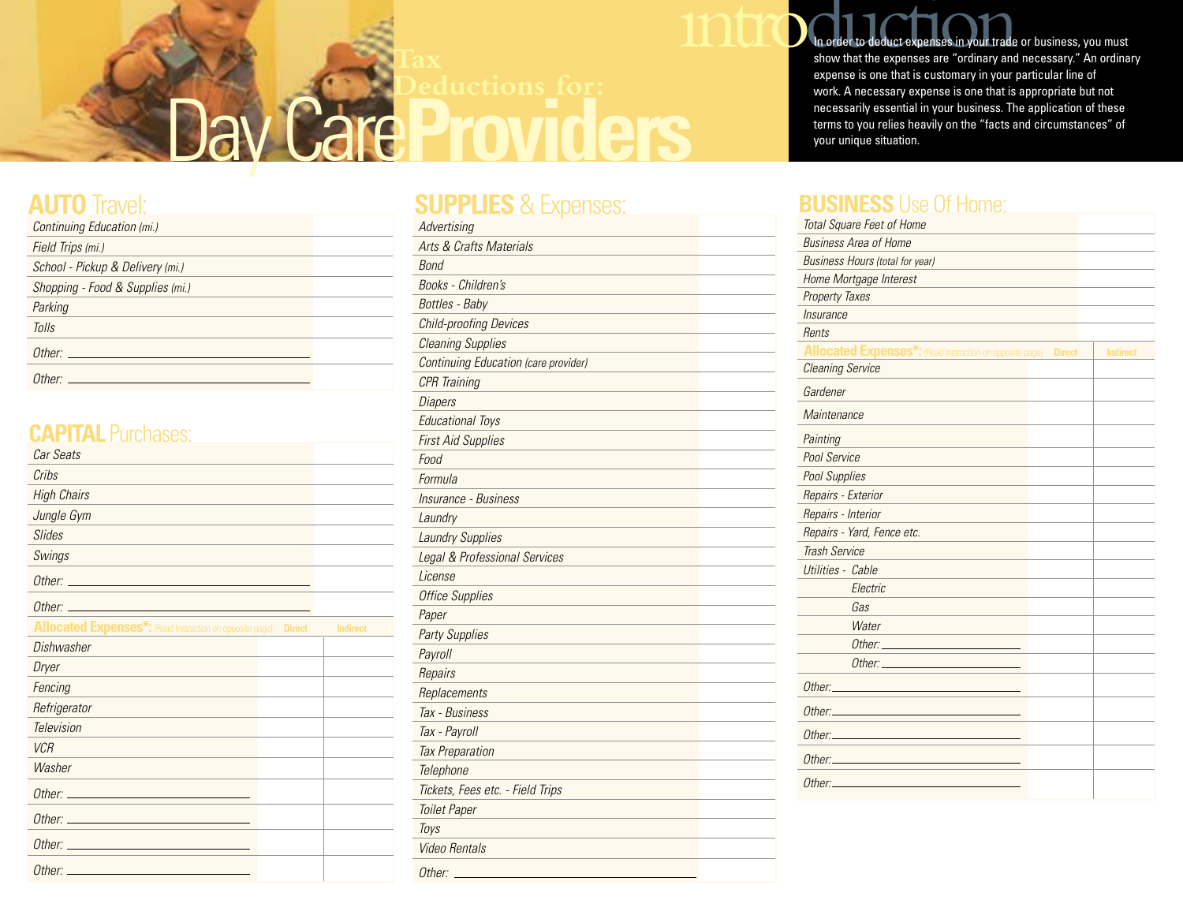# Tax Deductions for: Day Care Providers

## introduction

In order to deduct expenses in your trade or business, you must show that the expenses are "ordinary and necessary." An ordinary expense is one that is customary in your particular line of work. A necessary expense is one that is appropriate but not necessarily essential in your business. The application of these terms to you relies heavily on the "facts and circumstances" of your unique situation.

## AUTO Travel:

| | |
|---|---|
| *Continuing Education (mi.)* | |
| *Field Trips (mi.)* | |
| *School - Pickup & Delivery (mi.)* | |
| *Shopping - Food & Supplies (mi.)* | |
| *Parking* | |
| *Tolls* | |
| *Other:* ______ | |
| *Other:* ______ | |

## CAPITAL Purchases:

| | |
|---|---|
| *Car Seats* | |
| *Cribs* | |
| *High Chairs* | |
| *Jungle Gym* | |
| *Slides* | |
| *Swings* | |
| *Other:* ______ | |
| *Other:* ______ | |

| Allocated Expenses*: (Read Instruction on opposite page) | Direct | Indirect |
|---|---|---|
| *Dishwasher* | | |
| *Dryer* | | |
| *Fencing* | | |
| *Refrigerator* | | |
| *Television* | | |
| *VCR* | | |
| *Washer* | | |
| *Other:* ______ | | |
| *Other:* ______ | | |
| *Other:* ______ | | |
| *Other:* ______ | | |

## SUPPLIES & Expenses:

| | |
|---|---|
| *Advertising* | |
| *Arts & Crafts Materials* | |
| *Bond* | |
| *Books - Children's* | |
| *Bottles - Baby* | |
| *Child-proofing Devices* | |
| *Cleaning Supplies* | |
| *Continuing Education (care provider)* | |
| *CPR Training* | |
| *Diapers* | |
| *Educational Toys* | |
| *First Aid Supplies* | |
| *Food* | |
| *Formula* | |
| *Insurance - Business* | |
| *Laundry* | |
| *Laundry Supplies* | |
| *Legal & Professional Services* | |
| *License* | |
| *Office Supplies* | |
| *Paper* | |
| *Party Supplies* | |
| *Payroll* | |
| *Repairs* | |
| *Replacements* | |
| *Tax - Business* | |
| *Tax - Payroll* | |
| *Tax Preparation* | |
| *Telephone* | |
| *Tickets, Fees etc. - Field Trips* | |
| *Toilet Paper* | |
| *Toys* | |
| *Video Rentals* | |
| *Other:* ______ | |

## BUSINESS Use Of Home:

| | |
|---|---|
| *Total Square Feet of Home* | |
| *Business Area of Home* | |
| *Business Hours (total for year)* | |
| *Home Mortgage Interest* | |
| *Property Taxes* | |
| *Insurance* | |
| *Rents* | |

| Allocated Expenses*: (Read Instruction on opposite page) | Direct | Indirect |
|---|---|---|
| *Cleaning Service* | | |
| *Gardener* | | |
| *Maintenance* | | |
| *Painting* | | |
| *Pool Service* | | |
| *Pool Supplies* | | |
| *Repairs - Exterior* | | |
| *Repairs - Interior* | | |
| *Repairs - Yard, Fence etc.* | | |
| *Trash Service* | | |
| *Utilities - Cable* | | |
| *Electric* | | |
| *Gas* | | |
| *Water* | | |
| *Other:* ______ | | |
| *Other:* ______ | | |
| *Other:* ______ | | |
| *Other:* ______ | | |
| *Other:* ______ | | |
| *Other:* ______ | | |
| *Other:* ______ | | |